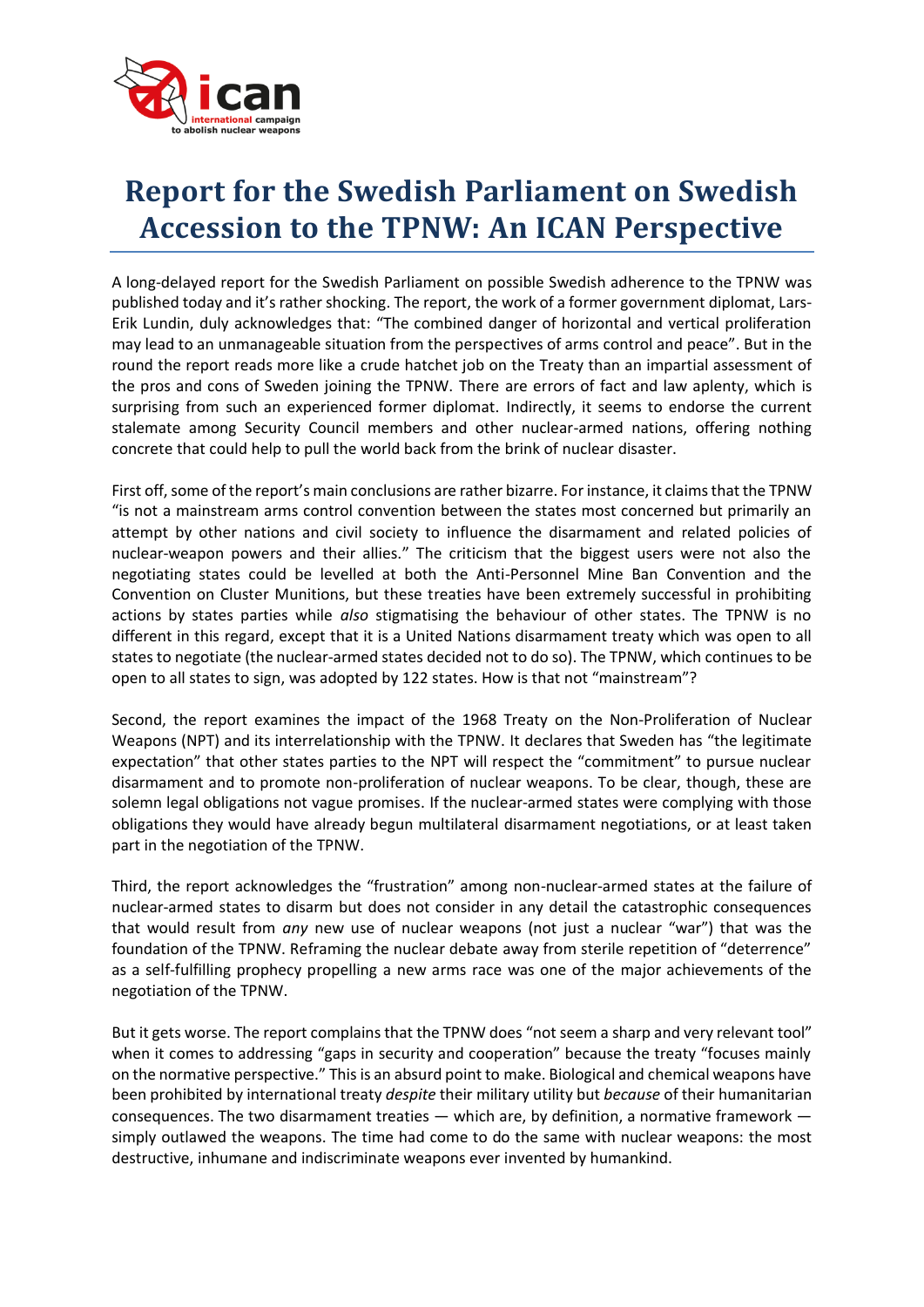# Report for the Swedish Parliament on Swedish Accession to the TPNW: An ICAN Perspective

A long-delayed report for the Swedish Parliament on possible Swedish adherence to the TPNW was published today and it's rather shocking. The report, the work of a former government diplomat, Lars-Erik Lundin, duly acknowledges that: "The combined danger of horizontal and vertical proliferation may lead to an unmanageable situation from the perspectives of arms control and peace". But in the round the report reads more like a crude hatchet job on the Treaty than an impartial assessment of the pros and cons of Sweden joining the TPNW. There are errors of fact and law aplenty, which is surprising from such an experienced former diplomat. Indirectly, it seems to endorse the current stalemate among Security Council members and other nuclear-armed nations, offering nothing concrete that could help to pull the world back from the brink of nuclear disaster.

First off, some of the report's main conclusions are rather bizarre. For instance, it claims that the TPNW "is not a mainstream arms control convention between the states most concerned but primarily an attempt by other nations and civil society to influence the disarmament and related policies of nuclear-weapon powers and their allies." The criticism that the biggest users were not also the negotiating states could be levelled at both the Anti-Personnel Mine Ban Convention and the Convention on Cluster Munitions, but these treaties have been extremely successful in prohibiting actions by states parties while *also* stigmatising the behaviour of other states. The TPNW is no different in this regard, except that it is a United Nations disarmament treaty which was open to all states to negotiate (the nuclear-armed states decided not to do so). The TPNW, which continues to be open to all states to sign, was adopted by 122 states. How is that not "mainstream"?

Second, the report examines the impact of the 1968 Treaty on the Non-Proliferation of Nuclear Weapons (NPT) and its interrelationship with the TPNW. It declares that Sweden has "the legitimate expectation" that other states parties to the NPT will respect the "commitment" to pursue nuclear disarmament and to promote non-proliferation of nuclear weapons. To be clear, though, these are solemn legal obligations not vague promises. If the nuclear-armed states were complying with those obligations they would have already begun multilateral disarmament negotiations, or at least taken part in the negotiation of the TPNW.

Third, the report acknowledges the "frustration" among non-nuclear-armed states at the failure of nuclear-armed states to disarm but does not consider in any detail the catastrophic consequences that would result from *any* new use of nuclear weapons (not just a nuclear "war") that was the foundation of the TPNW. Reframing the nuclear debate away from sterile repetition of "deterrence" as a self-fulfilling prophecy propelling a new arms race was one of the major achievements of the negotiation of the TPNW.

But it gets worse. The report complains that the TPNW does "not seem a sharp and very relevant tool" when it comes to addressing "gaps in security and cooperation" because the treaty "focuses mainly on the normative perspective." This is an absurd point to make. Biological and chemical weapons have been prohibited by international treaty *despite* their military utility but *because* of their humanitarian consequences. The two disarmament treaties — which are, by definition, a normative framework — simply outlawed the weapons. The time had come to do the same with nuclear weapons: the most destructive, inhumane and indiscriminate weapons ever invented by humankind.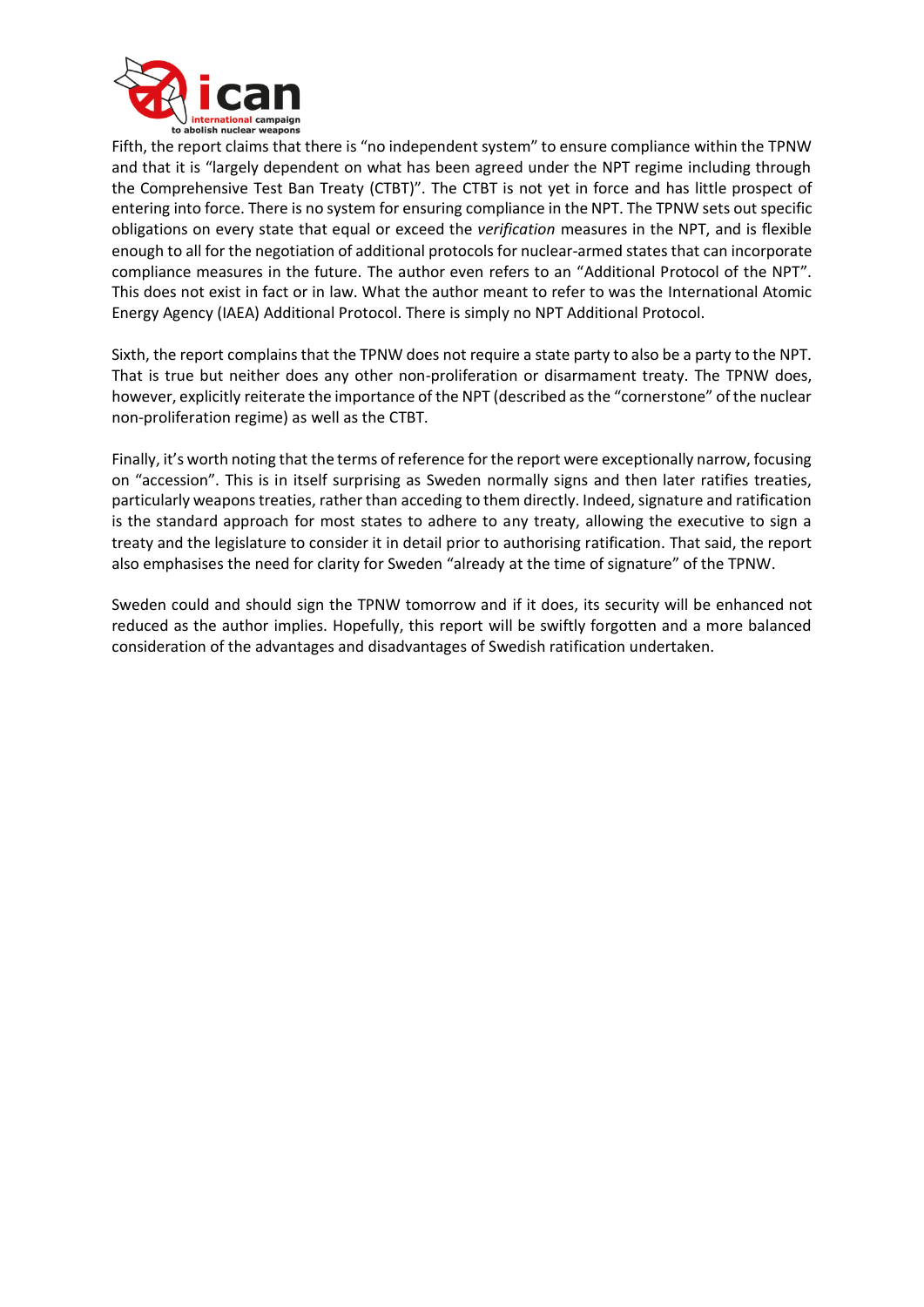Fifth, the report claims that there is "no independent system" to ensure compliance within the TPNW and that it is "largely dependent on what has been agreed under the NPT regime including through the Comprehensive Test Ban Treaty (CTBT)". The CTBT is not yet in force and has little prospect of entering into force. There is no system for ensuring compliance in the NPT. The TPNW sets out specific obligations on every state that equal or exceed the *verification* measures in the NPT, and is flexible enough to all for the negotiation of additional protocols for nuclear-armed states that can incorporate compliance measures in the future. The author even refers to an "Additional Protocol of the NPT". This does not exist in fact or in law. What the author meant to refer to was the International Atomic Energy Agency (IAEA) Additional Protocol. There is simply no NPT Additional Protocol.

Sixth, the report complains that the TPNW does not require a state party to also be a party to the NPT. That is true but neither does any other non-proliferation or disarmament treaty. The TPNW does, however, explicitly reiterate the importance of the NPT (described as the "cornerstone" of the nuclear non-proliferation regime) as well as the CTBT.

Finally, it's worth noting that the terms of reference for the report were exceptionally narrow, focusing on "accession". This is in itself surprising as Sweden normally signs and then later ratifies treaties, particularly weapons treaties, rather than acceding to them directly. Indeed, signature and ratification is the standard approach for most states to adhere to any treaty, allowing the executive to sign a treaty and the legislature to consider it in detail prior to authorising ratification. That said, the report also emphasises the need for clarity for Sweden "already at the time of signature" of the TPNW.

Sweden could and should sign the TPNW tomorrow and if it does, its security will be enhanced not reduced as the author implies. Hopefully, this report will be swiftly forgotten and a more balanced consideration of the advantages and disadvantages of Swedish ratification undertaken.